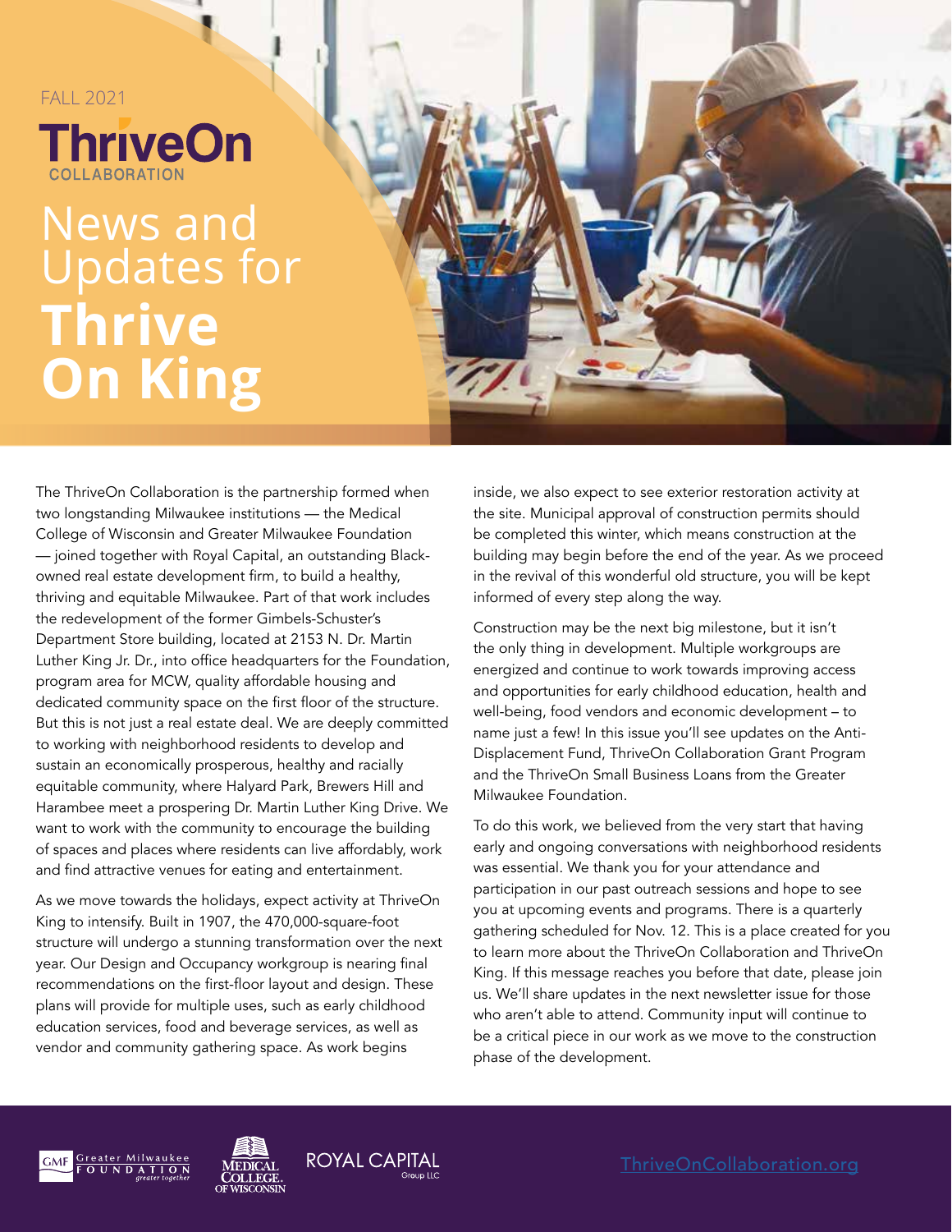FALL 2021

ThriveOn COLLABORATION

# News and Updates for **Thrive On King**

The ThriveOn Collaboration is the partnership formed when two longstanding Milwaukee institutions — the Medical College of Wisconsin and Greater Milwaukee Foundation — joined together with Royal Capital, an outstanding Black-owned real estate development firm, to build a healthy, thriving and equitable Milwaukee. Part of that work includes the redevelopment of the former Gimbels-Schuster's Department Store building, located at 2153 N. Dr. Martin Luther King Jr. Dr., into office headquarters for the Foundation, program area for MCW, quality affordable housing and dedicated community space on the first floor of the structure. But this is not just a real estate deal. We are deeply committed to working with neighborhood residents to develop and sustain an economically prosperous, healthy and racially equitable community, where Halyard Park, Brewers Hill and Harambee meet a prospering Dr. Martin Luther King Drive. We want to work with the community to encourage the building of spaces and places where residents can live affordably, work and find attractive venues for eating and entertainment.

As we move towards the holidays, expect activity at ThriveOn King to intensify. Built in 1907, the 470,000-square-foot structure will undergo a stunning transformation over the next year. Our Design and Occupancy workgroup is nearing final recommendations on the first-floor layout and design. These plans will provide for multiple uses, such as early childhood education services, food and beverage services, as well as vendor and community gathering space. As work begins inside, we also expect to see exterior restoration activity at the site. Municipal approval of construction permits should be completed this winter, which means construction at the building may begin before the end of the year. As we proceed in the revival of this wonderful old structure, you will be kept informed of every step along the way.

Construction may be the next big milestone, but it isn't the only thing in development. Multiple workgroups are energized and continue to work towards improving access and opportunities for early childhood education, health and well-being, food vendors and economic development – to name just a few! In this issue you'll see updates on the Anti-Displacement Fund, ThriveOn Collaboration Grant Program and the ThriveOn Small Business Loans from the Greater Milwaukee Foundation.

To do this work, we believed from the very start that having early and ongoing conversations with neighborhood residents was essential. We thank you for your attendance and participation in our past outreach sessions and hope to see you at upcoming events and programs. There is a quarterly gathering scheduled for Nov. 12. This is a place created for you to learn more about the ThriveOn Collaboration and ThriveOn King. If this message reaches you before that date, please join us. We'll share updates in the next newsletter issue for those who aren't able to attend. Community input will continue to be a critical piece in our work as we move to the construction phase of the development.

GMF Greater Milwaukee Foundation *greater together* | Medical College of Wisconsin | ROYAL CAPITAL Group LLC

ThriveOnCollaboration.org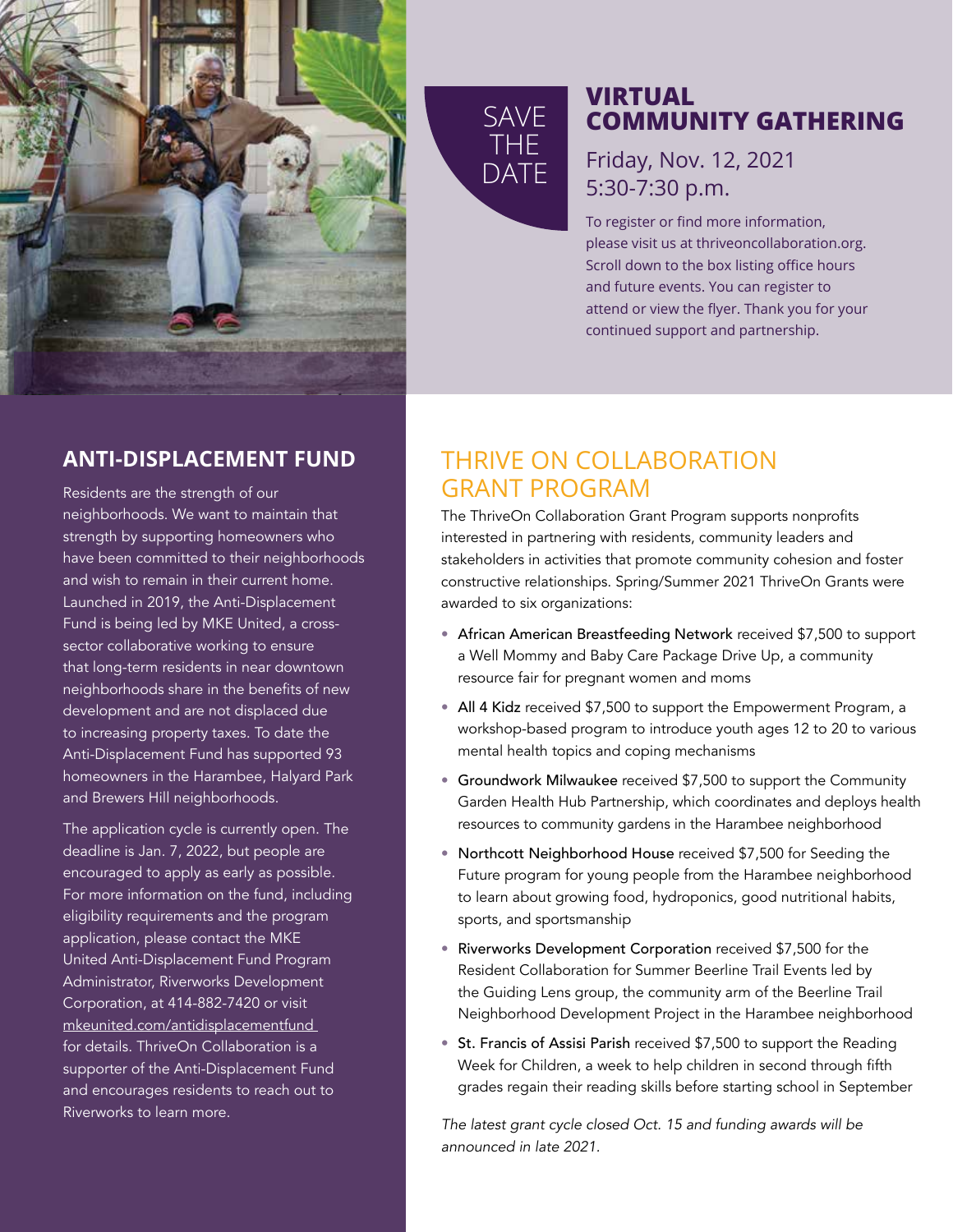SAVE THE DATE

## VIRTUAL COMMUNITY GATHERING

Friday, Nov. 12, 2021
5:30-7:30 p.m.

To register or find more information, please visit us at thriveoncollaboration.org. Scroll down to the box listing office hours and future events. You can register to attend or view the flyer. Thank you for your continued support and partnership.

## ANTI-DISPLACEMENT FUND

Residents are the strength of our neighborhoods. We want to maintain that strength by supporting homeowners who have been committed to their neighborhoods and wish to remain in their current home. Launched in 2019, the Anti-Displacement Fund is being led by MKE United, a cross-sector collaborative working to ensure that long-term residents in near downtown neighborhoods share in the benefits of new development and are not displaced due to increasing property taxes. To date the Anti-Displacement Fund has supported 93 homeowners in the Harambee, Halyard Park and Brewers Hill neighborhoods.

The application cycle is currently open. The deadline is Jan. 7, 2022, but people are encouraged to apply as early as possible. For more information on the fund, including eligibility requirements and the program application, please contact the MKE United Anti-Displacement Fund Program Administrator, Riverworks Development Corporation, at 414-882-7420 or visit mkeunited.com/antidisplacementfund for details. ThriveOn Collaboration is a supporter of the Anti-Displacement Fund and encourages residents to reach out to Riverworks to learn more.

## THRIVE ON COLLABORATION GRANT PROGRAM

The ThriveOn Collaboration Grant Program supports nonprofits interested in partnering with residents, community leaders and stakeholders in activities that promote community cohesion and foster constructive relationships. Spring/Summer 2021 ThriveOn Grants were awarded to six organizations:

- African American Breastfeeding Network received $7,500 to support a Well Mommy and Baby Care Package Drive Up, a community resource fair for pregnant women and moms
- All 4 Kidz received $7,500 to support the Empowerment Program, a workshop-based program to introduce youth ages 12 to 20 to various mental health topics and coping mechanisms
- Groundwork Milwaukee received $7,500 to support the Community Garden Health Hub Partnership, which coordinates and deploys health resources to community gardens in the Harambee neighborhood
- Northcott Neighborhood House received $7,500 for Seeding the Future program for young people from the Harambee neighborhood to learn about growing food, hydroponics, good nutritional habits, sports, and sportsmanship
- Riverworks Development Corporation received $7,500 for the Resident Collaboration for Summer Beerline Trail Events led by the Guiding Lens group, the community arm of the Beerline Trail Neighborhood Development Project in the Harambee neighborhood
- St. Francis of Assisi Parish received $7,500 to support the Reading Week for Children, a week to help children in second through fifth grades regain their reading skills before starting school in September

*The latest grant cycle closed Oct. 15 and funding awards will be announced in late 2021.*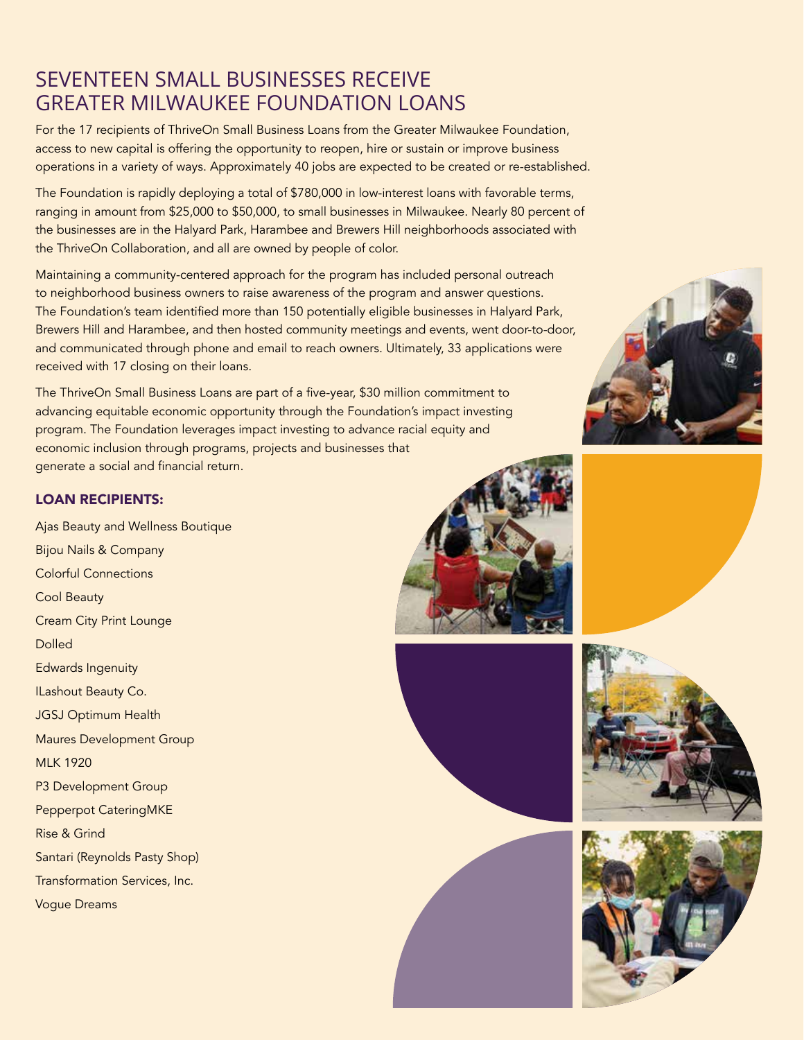# SEVENTEEN SMALL BUSINESSES RECEIVE GREATER MILWAUKEE FOUNDATION LOANS

For the 17 recipients of ThriveOn Small Business Loans from the Greater Milwaukee Foundation, access to new capital is offering the opportunity to reopen, hire or sustain or improve business operations in a variety of ways. Approximately 40 jobs are expected to be created or re-established.

The Foundation is rapidly deploying a total of $780,000 in low-interest loans with favorable terms, ranging in amount from $25,000 to $50,000, to small businesses in Milwaukee. Nearly 80 percent of the businesses are in the Halyard Park, Harambee and Brewers Hill neighborhoods associated with the ThriveOn Collaboration, and all are owned by people of color.

Maintaining a community-centered approach for the program has included personal outreach to neighborhood business owners to raise awareness of the program and answer questions. The Foundation's team identified more than 150 potentially eligible businesses in Halyard Park, Brewers Hill and Harambee, and then hosted community meetings and events, went door-to-door, and communicated through phone and email to reach owners. Ultimately, 33 applications were received with 17 closing on their loans.

The ThriveOn Small Business Loans are part of a five-year, $30 million commitment to advancing equitable economic opportunity through the Foundation's impact investing program. The Foundation leverages impact investing to advance racial equity and economic inclusion through programs, projects and businesses that generate a social and financial return.

**LOAN RECIPIENTS:**

Ajas Beauty and Wellness Boutique
Bijou Nails & Company
Colorful Connections
Cool Beauty
Cream City Print Lounge
Dolled
Edwards Ingenuity
ILashout Beauty Co.
JGSJ Optimum Health
Maures Development Group
MLK 1920
P3 Development Group
Pepperpot CateringMKE
Rise & Grind
Santari (Reynolds Pasty Shop)
Transformation Services, Inc.
Vogue Dreams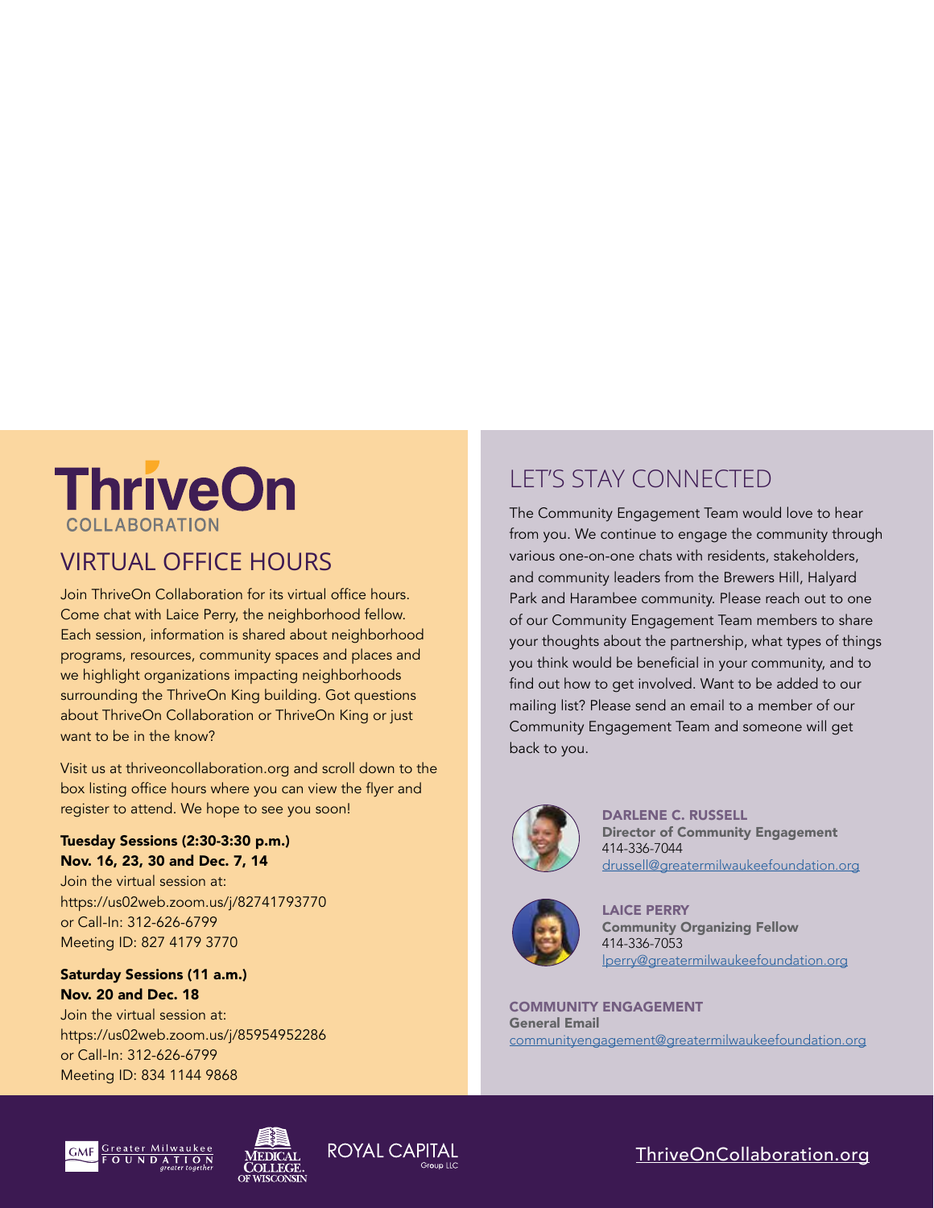# ThriveOn COLLABORATION

## VIRTUAL OFFICE HOURS

Join ThriveOn Collaboration for its virtual office hours. Come chat with Laice Perry, the neighborhood fellow. Each session, information is shared about neighborhood programs, resources, community spaces and places and we highlight organizations impacting neighborhoods surrounding the ThriveOn King building. Got questions about ThriveOn Collaboration or ThriveOn King or just want to be in the know?

Visit us at thriveoncollaboration.org and scroll down to the box listing office hours where you can view the flyer and register to attend. We hope to see you soon!

**Tuesday Sessions (2:30-3:30 p.m.)**
**Nov. 16, 23, 30 and Dec. 7, 14**
Join the virtual session at:
https://us02web.zoom.us/j/82741793770
or Call-In: 312-626-6799
Meeting ID: 827 4179 3770

**Saturday Sessions (11 a.m.)**
**Nov. 20 and Dec. 18**
Join the virtual session at:
https://us02web.zoom.us/j/85954952286
or Call-In: 312-626-6799
Meeting ID: 834 1144 9868

## LET'S STAY CONNECTED

The Community Engagement Team would love to hear from you. We continue to engage the community through various one-on-one chats with residents, stakeholders, and community leaders from the Brewers Hill, Halyard Park and Harambee community. Please reach out to one of our Community Engagement Team members to share your thoughts about the partnership, what types of things you think would be beneficial in your community, and to find out how to get involved. Want to be added to our mailing list? Please send an email to a member of our Community Engagement Team and someone will get back to you.

**DARLENE C. RUSSELL**
**Director of Community Engagement**
414-336-7044
drussell@greatermilwaukeefoundation.org

**LAICE PERRY**
**Community Organizing Fellow**
414-336-7053
lperry@greatermilwaukeefoundation.org

**COMMUNITY ENGAGEMENT**
**General Email**
communityengagement@greatermilwaukeefoundation.org

GMF Greater Milwaukee Foundation *greater together*

Medical College of Wisconsin

ROYAL CAPITAL Group LLC

ThriveOnCollaboration.org